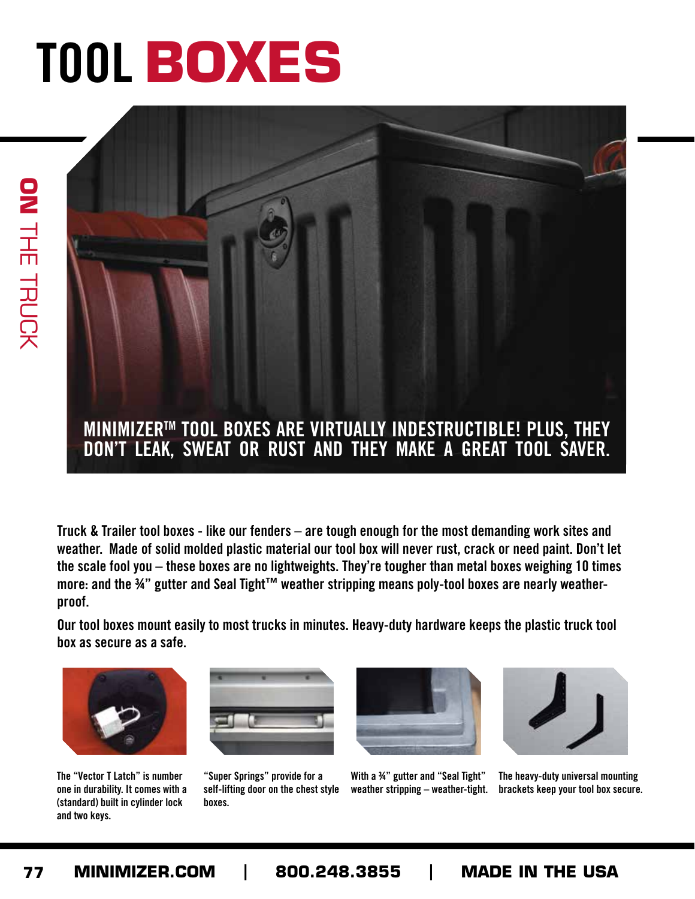# TOOL BOXES

MINIMIZER™ TOOL BOXES ARE VIRTUALLY INDESTRUCTIBLE! PLUS, THEY DON'T LEAK, SWEAT OR RUST AND THEY MAKE A GREAT TOOL SAVER.

Truck & Trailer tool boxes - like our fenders – are tough enough for the most demanding work sites and weather. Made of solid molded plastic material our tool box will never rust, crack or need paint. Don't let the scale fool you – these boxes are no lightweights. They're tougher than metal boxes weighing 10 times more: and the ¾" gutter and Seal Tight™ weather stripping means poly-tool boxes are nearly weather-proof.

Our tool boxes mount easily to most trucks in minutes. Heavy-duty hardware keeps the plastic truck tool box as secure as a safe.

The "Vector T Latch" is number one in durability. It comes with a (standard) built in cylinder lock and two keys.

"Super Springs" provide for a self-lifting door on the chest style boxes.

With a ¾" gutter and "Seal Tight" weather stripping – weather-tight.

The heavy-duty universal mounting brackets keep your tool box secure.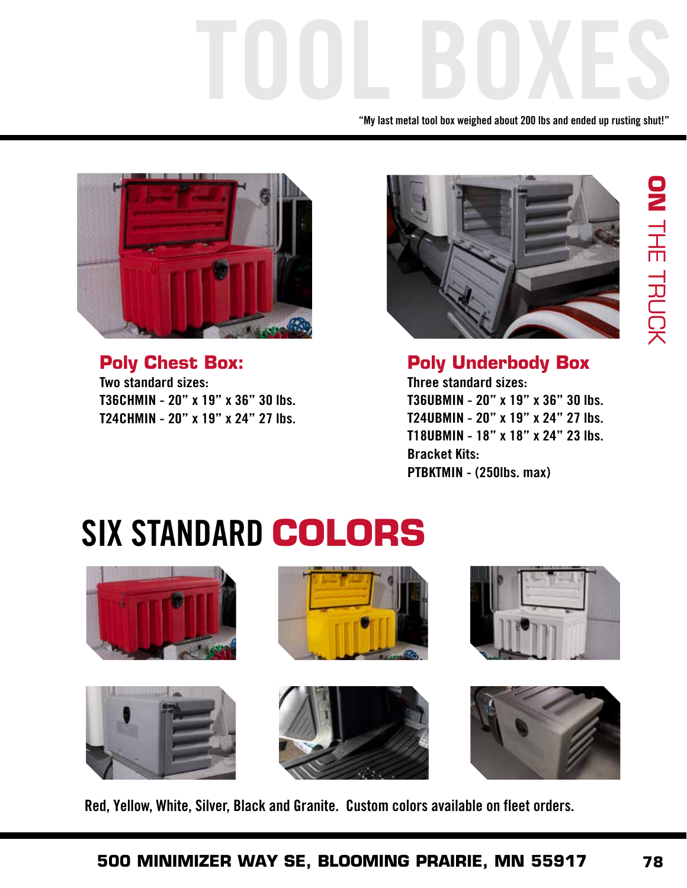# TOOL BOXES

"My last metal tool box weighed about 200 lbs and ended up rusting shut!"

**ON** THE TRUCK

## Poly Chest Box:

Two standard sizes:
T36CHMIN - 20" x 19" x 36" 30 lbs.
T24CHMIN - 20" x 19" x 24" 27 lbs.

## Poly Underbody Box

Three standard sizes:
T36UBMIN - 20" x 19" x 36" 30 lbs.
T24UBMIN - 20" x 19" x 24" 27 lbs.
T18UBMIN - 18" x 18" x 24" 23 lbs.
Bracket Kits:
PTBKTMIN - (250lbs. max)

# SIX STANDARD **COLORS**

Red, Yellow, White, Silver, Black and Granite. Custom colors available on fleet orders.

**500 MINIMIZER WAY SE, BLOOMING PRAIRIE, MN 55917**